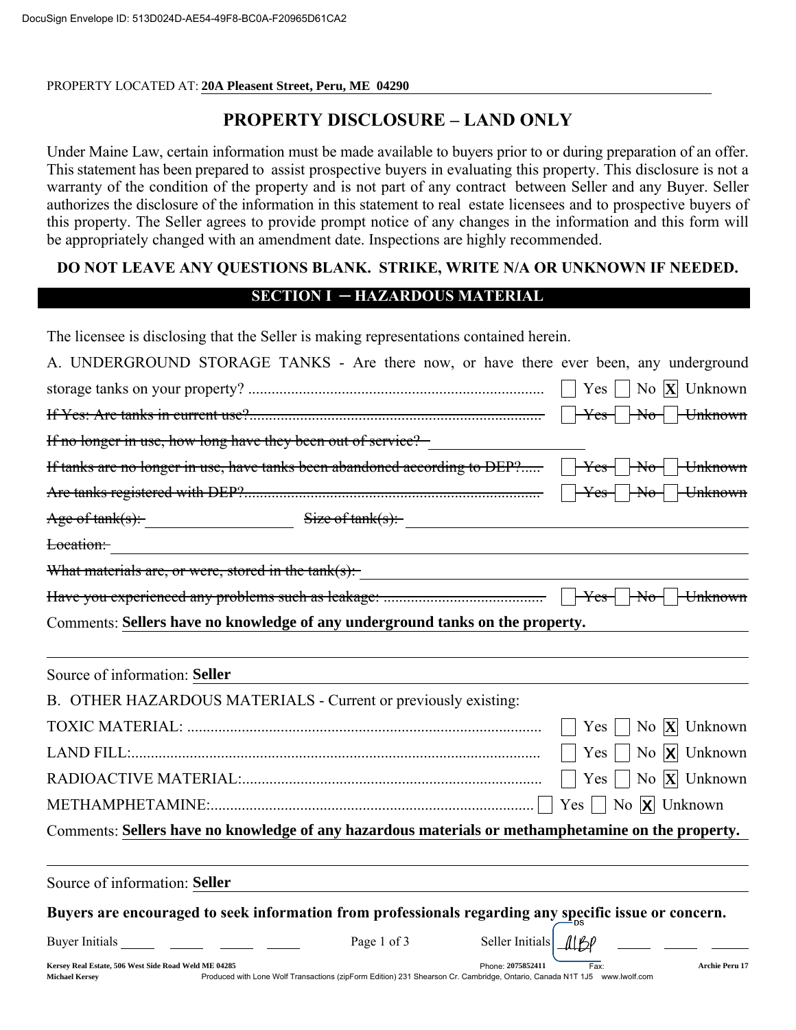PROPERTY LOCATED AT: **20A Pleasent Street, Peru, ME 04290**

# PROPERTY DISCLOSURE – LAND ONLY

Under Maine Law, certain information must be made available to buyers prior to or during preparation of an offer. This statement has been prepared to assist prospective buyers in evaluating this property. This disclosure is not a warranty of the condition of the property and is not part of any contract between Seller and any Buyer. Seller authorizes the disclosure of the information in this statement to real estate licensees and to prospective buyers of this property. The Seller agrees to provide prompt notice of any changes in the information and this form will be appropriately changed with an amendment date. Inspections are highly recommended.

**DO NOT LEAVE ANY QUESTIONS BLANK. STRIKE, WRITE N/A OR UNKNOWN IF NEEDED.**

## SECTION I – HAZARDOUS MATERIAL

The licensee is disclosing that the Seller is making representations contained herein.

A. UNDERGROUND STORAGE TANKS - Are there now, or have there ever been, any underground storage tanks on your property? ☐ Yes ☐ No ☒ Unknown

~~If Yes: Are tanks in current use? ☐ Yes ☐ No ☐ Unknown~~

~~If no longer in use, how long have they been out of service?~~

~~If tanks are no longer in use, have tanks been abandoned according to DEP? ☐ Yes ☐ No ☐ Unknown~~

~~Are tanks registered with DEP? ☐ Yes ☐ No ☐ Unknown~~

~~Age of tank(s):~~ ~~Size of tank(s):~~

~~Location:~~

~~What materials are, or were, stored in the tank(s):~~

~~Have you experienced any problems such as leakage: ☐ Yes ☐ No ☐ Unknown~~

Comments: **Sellers have no knowledge of any underground tanks on the property.**

Source of information: **Seller**

B. OTHER HAZARDOUS MATERIALS - Current or previously existing:

TOXIC MATERIAL: ☐ Yes ☐ No ☒ Unknown

LAND FILL: ☐ Yes ☐ No ☒ Unknown

RADIOACTIVE MATERIAL: ☐ Yes ☐ No ☒ Unknown

METHAMPHETAMINE: ☐ Yes ☐ No ☒ Unknown

Comments: **Sellers have no knowledge of any hazardous materials or methamphetamine on the property.**

Source of information: **Seller**

**Buyers are encouraged to seek information from professionals regarding any specific issue or concern.**

Buyer Initials ______ ______ ______ ______ Seller Initials AIBP ______ ______ ______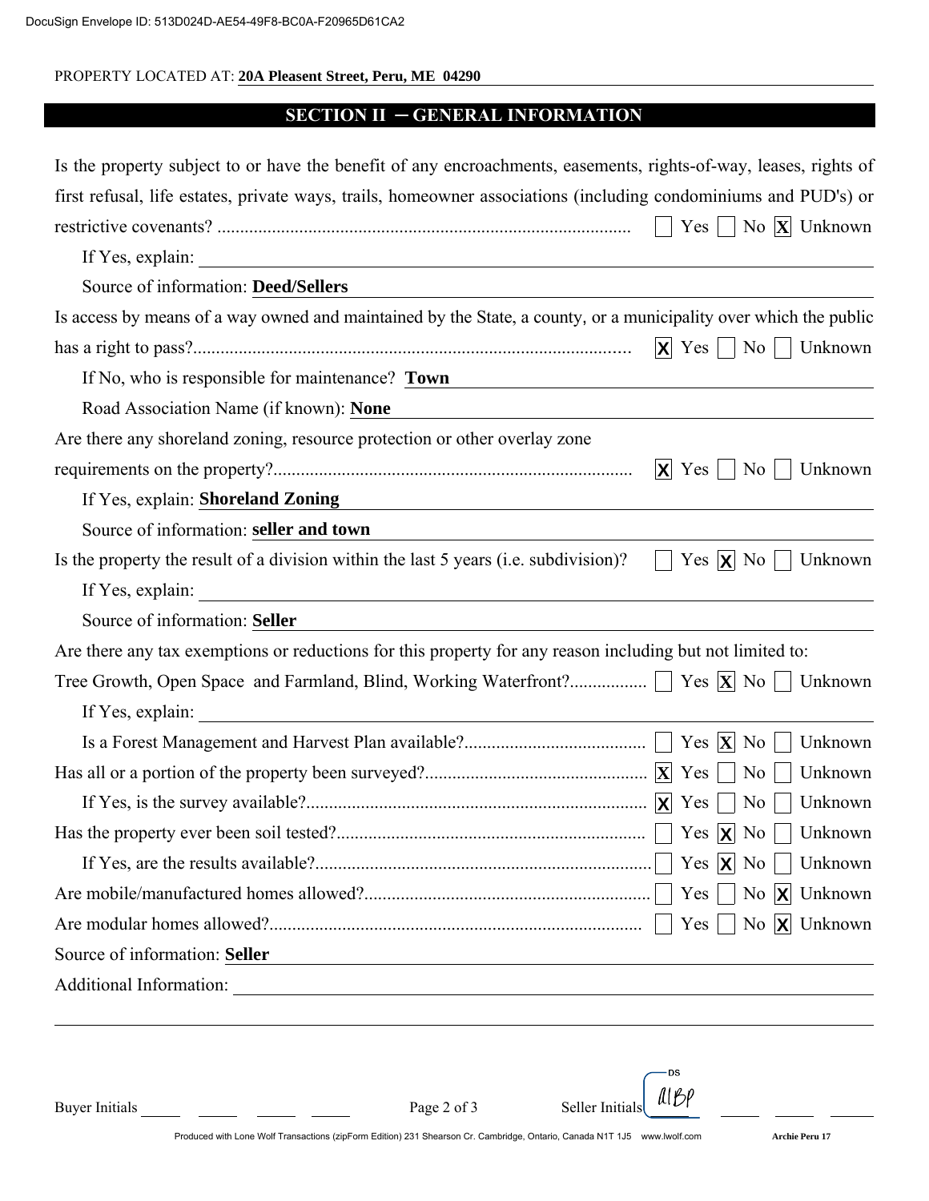PROPERTY LOCATED AT: **20A Pleasent Street, Peru, ME 04290**

## SECTION II — GENERAL INFORMATION

Is the property subject to or have the benefit of any encroachments, easements, rights-of-way, leases, rights of first refusal, life estates, private ways, trails, homeowner associations (including condominiums and PUD's) or restrictive covenants? .......... ☐ Yes ☐ No ☒ Unknown

If Yes, explain:

Source of information: **Deed/Sellers**

Is access by means of a way owned and maintained by the State, a county, or a municipality over which the public has a right to pass?.......... ☒ Yes ☐ No ☐ Unknown

If No, who is responsible for maintenance? **Town**

Road Association Name (if known): **None**

Are there any shoreland zoning, resource protection or other overlay zone requirements on the property?.......... ☒ Yes ☐ No ☐ Unknown

If Yes, explain: **Shoreland Zoning**

Source of information: **seller and town**

Is the property the result of a division within the last 5 years (i.e. subdivision)? ☐ Yes ☒ No ☐ Unknown

If Yes, explain:

Source of information: **Seller**

Are there any tax exemptions or reductions for this property for any reason including but not limited to: Tree Growth, Open Space and Farmland, Blind, Working Waterfront?.......... ☐ Yes ☒ No ☐ Unknown

If Yes, explain:

Is a Forest Management and Harvest Plan available?.......... ☐ Yes ☒ No ☐ Unknown

Has all or a portion of the property been surveyed?.......... ☒ Yes ☐ No ☐ Unknown

If Yes, is the survey available?.......... ☒ Yes ☐ No ☐ Unknown

Has the property ever been soil tested?.......... ☐ Yes ☒ No ☐ Unknown

If Yes, are the results available?.......... ☐ Yes ☒ No ☐ Unknown

Are mobile/manufactured homes allowed?.......... ☐ Yes ☐ No ☒ Unknown

Are modular homes allowed?.......... ☐ Yes ☐ No ☒ Unknown

Source of information: **Seller**

Additional Information:

Buyer Initials \_\_\_\_ \_\_\_\_ \_\_\_\_ \_\_\_\_ Seller Initials AIBP \_\_\_\_ \_\_\_\_ \_\_\_\_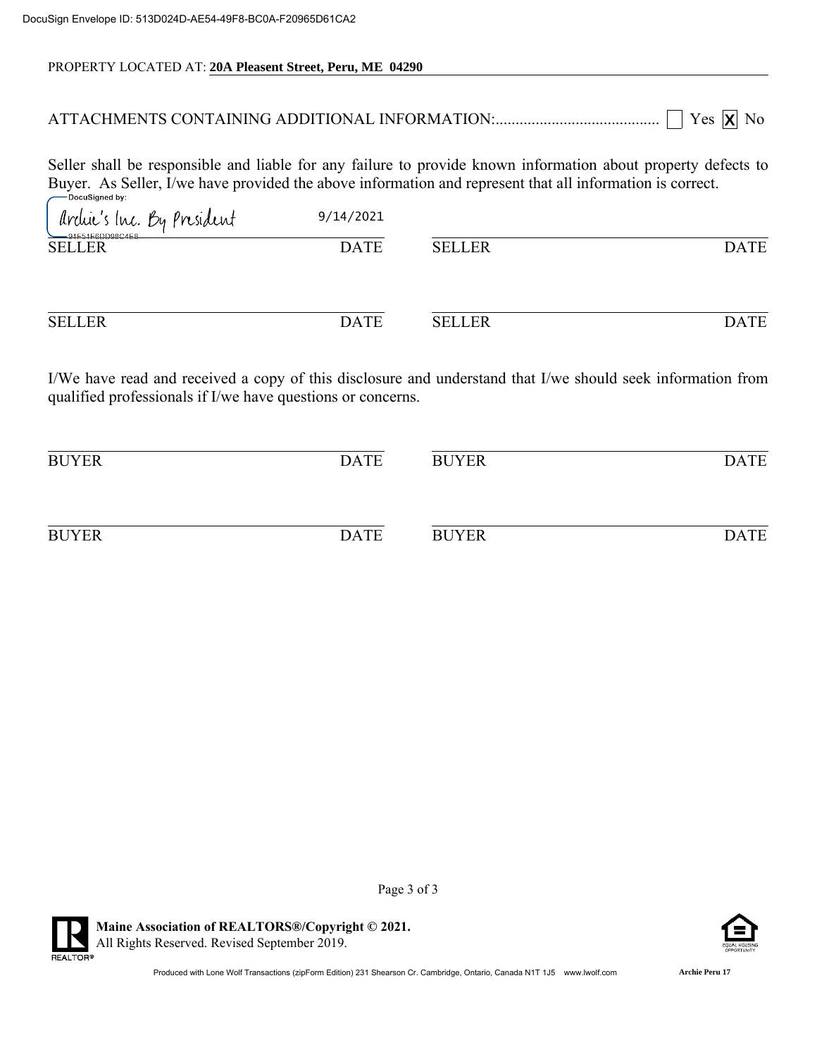DocuSign Envelope ID: 513D024D-AE54-49F8-BC0A-F20965D61CA2

PROPERTY LOCATED AT: **20A Pleasent Street, Peru, ME 04290**

ATTACHMENTS CONTAINING ADDITIONAL INFORMATION:........................................ ☐ Yes ☒ No

Seller shall be responsible and liable for any failure to provide known information about property defects to Buyer. As Seller, I/we have provided the above information and represent that all information is correct.

| | | | |
|---|---|---|---|
| DocuSigned by: Archie's Inc. By President 91F51F6DD98C4E8... | 9/14/2021 | | |
| SELLER | DATE | SELLER | DATE |
| | | | |
| SELLER | DATE | SELLER | DATE |

I/We have read and received a copy of this disclosure and understand that I/we should seek information from qualified professionals if I/we have questions or concerns.

| | | | |
|---|---|---|---|
| BUYER | DATE | BUYER | DATE |
| | | | |
| BUYER | DATE | BUYER | DATE |

**Maine Association of REALTORS®/Copyright © 2021.**
All Rights Reserved. Revised September 2019.

Produced with Lone Wolf Transactions (zipForm Edition) 231 Shearson Cr. Cambridge, Ontario, Canada N1T 1J5 www.lwolf.com **Archie Peru 17**